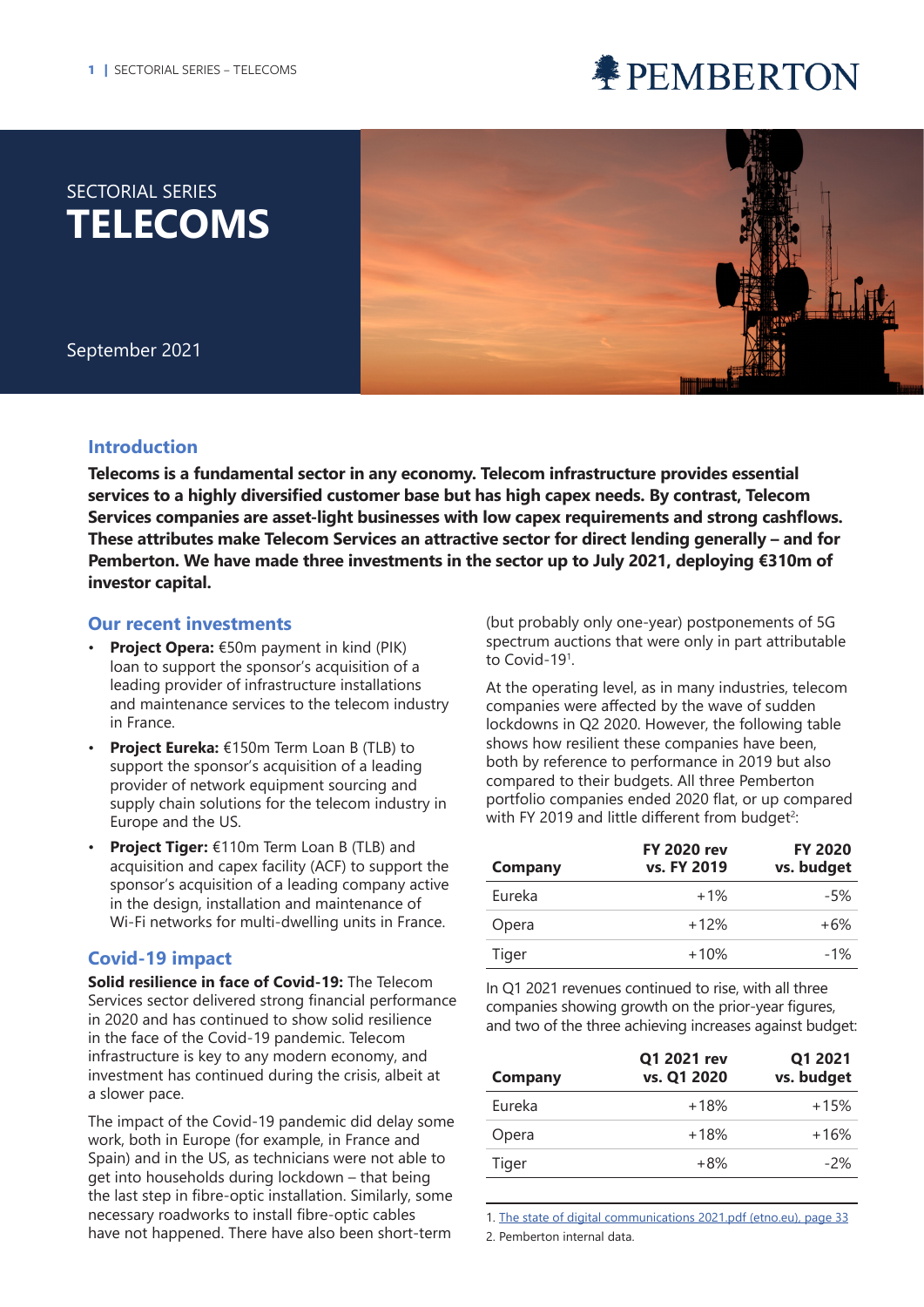# SECTORIAL SERIES
# TELECOMS

September 2021

## Introduction

**Telecoms is a fundamental sector in any economy. Telecom infrastructure provides essential services to a highly diversified customer base but has high capex needs. By contrast, Telecom Services companies are asset-light businesses with low capex requirements and strong cashflows. These attributes make Telecom Services an attractive sector for direct lending generally – and for Pemberton. We have made three investments in the sector up to July 2021, deploying €310m of investor capital.**

## Our recent investments

- **Project Opera:** €50m payment in kind (PIK) loan to support the sponsor's acquisition of a leading provider of infrastructure installations and maintenance services to the telecom industry in France.
- **Project Eureka:** €150m Term Loan B (TLB) to support the sponsor's acquisition of a leading provider of network equipment sourcing and supply chain solutions for the telecom industry in Europe and the US.
- **Project Tiger:** €110m Term Loan B (TLB) and acquisition and capex facility (ACF) to support the sponsor's acquisition of a leading company active in the design, installation and maintenance of Wi-Fi networks for multi-dwelling units in France.

## Covid-19 impact

**Solid resilience in face of Covid-19:** The Telecom Services sector delivered strong financial performance in 2020 and has continued to show solid resilience in the face of the Covid-19 pandemic. Telecom infrastructure is key to any modern economy, and investment has continued during the crisis, albeit at a slower pace.

The impact of the Covid-19 pandemic did delay some work, both in Europe (for example, in France and Spain) and in the US, as technicians were not able to get into households during lockdown – that being the last step in fibre-optic installation. Similarly, some necessary roadworks to install fibre-optic cables have not happened. There have also been short-term (but probably only one-year) postponements of 5G spectrum auctions that were only in part attributable to Covid-19[1].

At the operating level, as in many industries, telecom companies were affected by the wave of sudden lockdowns in Q2 2020. However, the following table shows how resilient these companies have been, both by reference to performance in 2019 but also compared to their budgets. All three Pemberton portfolio companies ended 2020 flat, or up compared with FY 2019 and little different from budget[2]:

| Company | FY 2020 rev vs. FY 2019 | FY 2020 vs. budget |
|---|---|---|
| Eureka | +1% | -5% |
| Opera | +12% | +6% |
| Tiger | +10% | -1% |

In Q1 2021 revenues continued to rise, with all three companies showing growth on the prior-year figures, and two of the three achieving increases against budget:

| Company | Q1 2021 rev vs. Q1 2020 | Q1 2021 vs. budget |
|---|---|---|
| Eureka | +18% | +15% |
| Opera | +18% | +16% |
| Tiger | +8% | -2% |

1. The state of digital communications 2021.pdf (etno.eu), page 33
2. Pemberton internal data.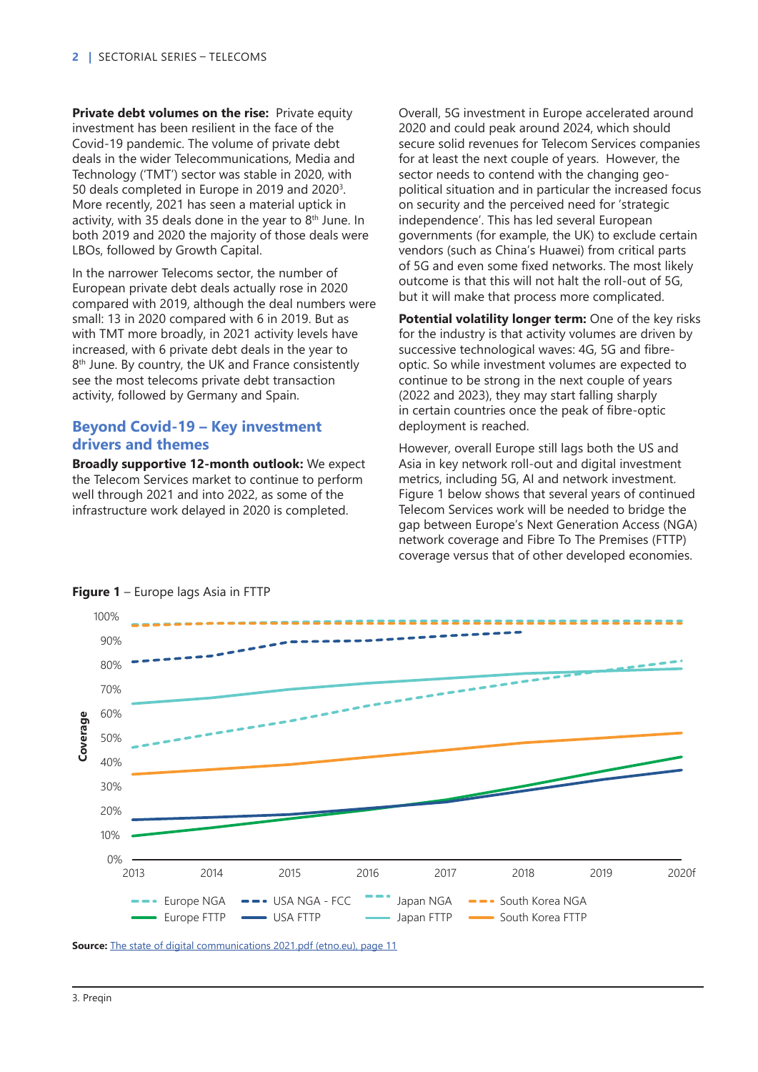**Private debt volumes on the rise:** Private equity investment has been resilient in the face of the Covid-19 pandemic. The volume of private debt deals in the wider Telecommunications, Media and Technology ('TMT') sector was stable in 2020, with 50 deals completed in Europe in 2019 and 2020[3]. More recently, 2021 has seen a material uptick in activity, with 35 deals done in the year to 8th June. In both 2019 and 2020 the majority of those deals were LBOs, followed by Growth Capital.

In the narrower Telecoms sector, the number of European private debt deals actually rose in 2020 compared with 2019, although the deal numbers were small: 13 in 2020 compared with 6 in 2019. But as with TMT more broadly, in 2021 activity levels have increased, with 6 private debt deals in the year to 8th June. By country, the UK and France consistently see the most telecoms private debt transaction activity, followed by Germany and Spain.

## Beyond Covid-19 – Key investment drivers and themes

**Broadly supportive 12-month outlook:** We expect the Telecom Services market to continue to perform well through 2021 and into 2022, as some of the infrastructure work delayed in 2020 is completed.

Overall, 5G investment in Europe accelerated around 2020 and could peak around 2024, which should secure solid revenues for Telecom Services companies for at least the next couple of years. However, the sector needs to contend with the changing geo-political situation and in particular the increased focus on security and the perceived need for 'strategic independence'. This has led several European governments (for example, the UK) to exclude certain vendors (such as China's Huawei) from critical parts of 5G and even some fixed networks. The most likely outcome is that this will not halt the roll-out of 5G, but it will make that process more complicated.

**Potential volatility longer term:** One of the key risks for the industry is that activity volumes are driven by successive technological waves: 4G, 5G and fibre-optic. So while investment volumes are expected to continue to be strong in the next couple of years (2022 and 2023), they may start falling sharply in certain countries once the peak of fibre-optic deployment is reached.

However, overall Europe still lags both the US and Asia in key network roll-out and digital investment metrics, including 5G, AI and network investment. Figure 1 below shows that several years of continued Telecom Services work will be needed to bridge the gap between Europe's Next Generation Access (NGA) network coverage and Fibre To The Premises (FTTP) coverage versus that of other developed economies.

**Figure 1** – Europe lags Asia in FTTP

Coverage

100%
90%
80%
70%
60%
50%
40%
30%
20%
10%
0%

2013 2014 2015 2016 2017 2018 2019 2020f

Europe NGA, USA NGA - FCC, Japan NGA, South Korea NGA
Europe FTTP, USA FTTP, Japan FTTP, South Korea FTTP

**Source:** The state of digital communications 2021.pdf (etno.eu), page 11

3. Preqin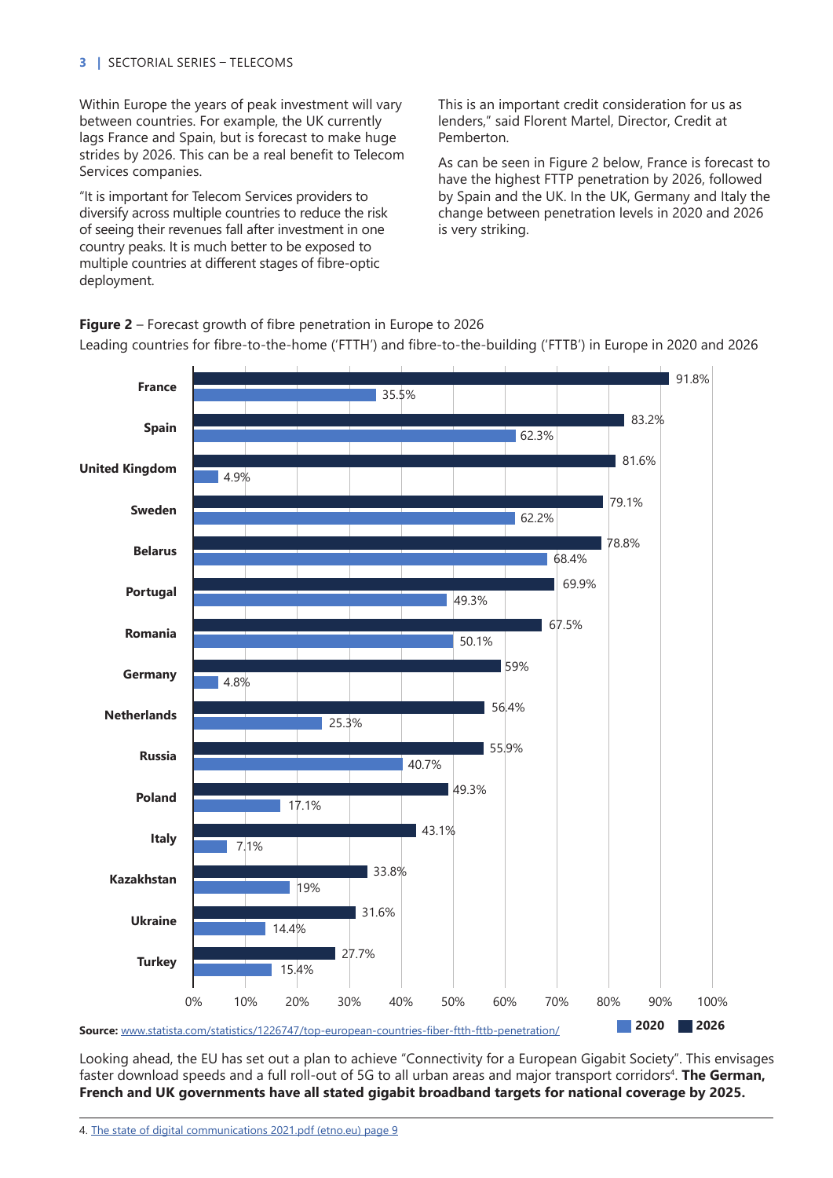Within Europe the years of peak investment will vary between countries. For example, the UK currently lags France and Spain, but is forecast to make huge strides by 2026. This can be a real benefit to Telecom Services companies.

"It is important for Telecom Services providers to diversify across multiple countries to reduce the risk of seeing their revenues fall after investment in one country peaks. It is much better to be exposed to multiple countries at different stages of fibre-optic deployment. This is an important credit consideration for us as lenders," said Florent Martel, Director, Credit at Pemberton.

As can be seen in Figure 2 below, France is forecast to have the highest FTTP penetration by 2026, followed by Spain and the UK. In the UK, Germany and Italy the change between penetration levels in 2020 and 2026 is very striking.

**Figure 2** – Forecast growth of fibre penetration in Europe to 2026

Leading countries for fibre-to-the-home ('FTTH') and fibre-to-the-building ('FTTB') in Europe in 2020 and 2026

France 91.8% 35.5%
Spain 83.2% 62.3%
United Kingdom 81.6% 4.9%
Sweden 79.1% 62.2%
Belarus 78.8% 68.4%
Portugal 69.9% 49.3%
Romania 67.5% 50.1%
Germany 59% 4.8%
Netherlands 56.4% 25.3%
Russia 55.9% 40.7%
Poland 49.3% 17.1%
Italy 43.1% 7.1%
Kazakhstan 33.8% 19%
Ukraine 31.6% 14.4%
Turkey 27.7% 15.4%

0% 10% 20% 30% 40% 50% 60% 70% 80% 90% 100%

2020 2026

**Source:** [www.statista.com/statistics/1226747/top-european-countries-fiber-ftth-fttb-penetration/](www.statista.com/statistics/1226747/top-european-countries-fiber-ftth-fttb-penetration/)

Looking ahead, the EU has set out a plan to achieve "Connectivity for a European Gigabit Society". This envisages faster download speeds and a full roll-out of 5G to all urban areas and major transport corridors[4]. **The German, French and UK governments have all stated gigabit broadband targets for national coverage by 2025.**

4. The state of digital communications 2021.pdf (etno.eu) page 9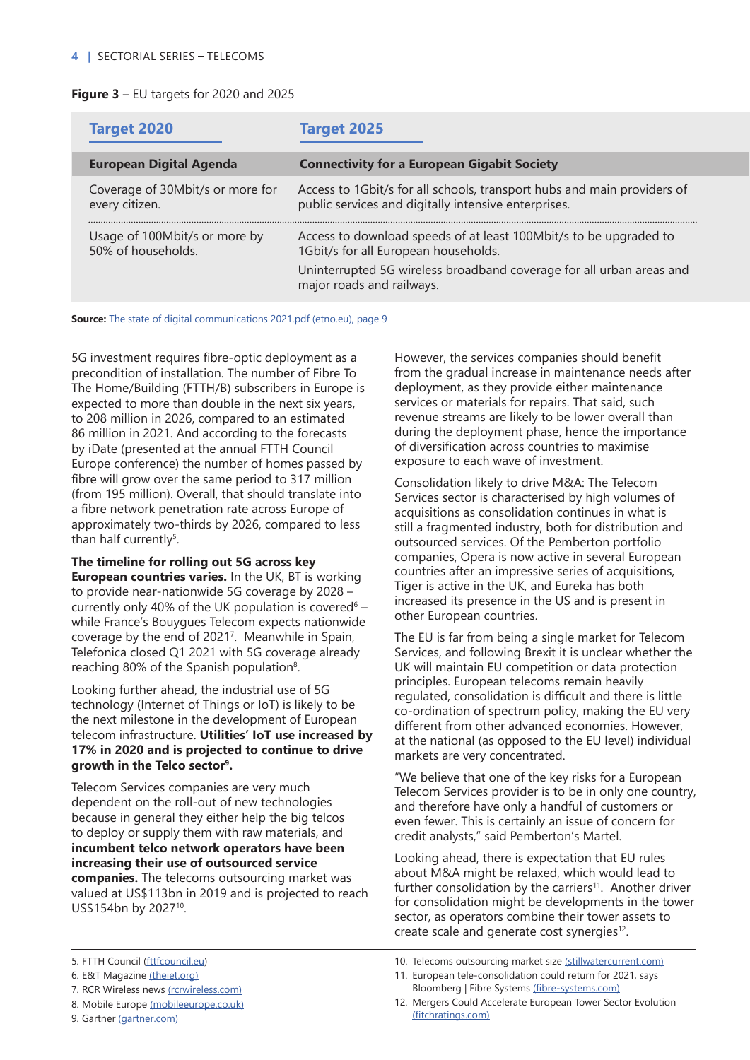**Figure 3** – EU targets for 2020 and 2025

| Target 2020 | Target 2025 |
|---|---|
| **European Digital Agenda** | **Connectivity for a European Gigabit Society** |
| Coverage of 30Mbit/s or more for every citizen. | Access to 1Gbit/s for all schools, transport hubs and main providers of public services and digitally intensive enterprises. |
| Usage of 100Mbit/s or more by 50% of households. | Access to download speeds of at least 100Mbit/s to be upgraded to 1Gbit/s for all European households. Uninterrupted 5G wireless broadband coverage for all urban areas and major roads and railways. |

**Source:** The state of digital communications 2021.pdf (etno.eu), page 9

5G investment requires fibre-optic deployment as a precondition of installation. The number of Fibre To The Home/Building (FTTH/B) subscribers in Europe is expected to more than double in the next six years, to 208 million in 2026, compared to an estimated 86 million in 2021. And according to the forecasts by iDate (presented at the annual FTTH Council Europe conference) the number of homes passed by fibre will grow over the same period to 317 million (from 195 million). Overall, that should translate into a fibre network penetration rate across Europe of approximately two-thirds by 2026, compared to less than half currently[5].

**The timeline for rolling out 5G across key European countries varies.** In the UK, BT is working to provide near-nationwide 5G coverage by 2028 – currently only 40% of the UK population is covered[6] – while France's Bouygues Telecom expects nationwide coverage by the end of 2021[7]. Meanwhile in Spain, Telefonica closed Q1 2021 with 5G coverage already reaching 80% of the Spanish population[8].

Looking further ahead, the industrial use of 5G technology (Internet of Things or IoT) is likely to be the next milestone in the development of European telecom infrastructure. **Utilities' IoT use increased by 17% in 2020 and is projected to continue to drive growth in the Telco sector[9].**

Telecom Services companies are very much dependent on the roll-out of new technologies because in general they either help the big telcos to deploy or supply them with raw materials, and **incumbent telco network operators have been increasing their use of outsourced service companies.** The telecoms outsourcing market was valued at US$113bn in 2019 and is projected to reach US$154bn by 2027[10].

However, the services companies should benefit from the gradual increase in maintenance needs after deployment, as they provide either maintenance services or materials for repairs. That said, such revenue streams are likely to be lower overall than during the deployment phase, hence the importance of diversification across countries to maximise exposure to each wave of investment.

Consolidation likely to drive M&A: The Telecom Services sector is characterised by high volumes of acquisitions as consolidation continues in what is still a fragmented industry, both for distribution and outsourced services. Of the Pemberton portfolio companies, Opera is now active in several European countries after an impressive series of acquisitions, Tiger is active in the UK, and Eureka has both increased its presence in the US and is present in other European countries.

The EU is far from being a single market for Telecom Services, and following Brexit it is unclear whether the UK will maintain EU competition or data protection principles. European telecoms remain heavily regulated, consolidation is difficult and there is little co-ordination of spectrum policy, making the EU very different from other advanced economies. However, at the national (as opposed to the EU level) individual markets are very concentrated.

"We believe that one of the key risks for a European Telecom Services provider is to be in only one country, and therefore have only a handful of customers or even fewer. This is certainly an issue of concern for credit analysts," said Pemberton's Martel.

Looking ahead, there is expectation that EU rules about M&A might be relaxed, which would lead to further consolidation by the carriers[11]. Another driver for consolidation might be developments in the tower sector, as operators combine their tower assets to create scale and generate cost synergies[12].

5. FTTH Council (fttfcouncil.eu)
6. E&T Magazine (theiet.org)
7. RCR Wireless news (rcrwireless.com)
8. Mobile Europe (mobileeurope.co.uk)
9. Gartner (gartner.com)
10. Telecoms outsourcing market size (stillwatercurrent.com)
11. European tele-consolidation could return for 2021, says Bloomberg | Fibre Systems (fibre-systems.com)
12. Mergers Could Accelerate European Tower Sector Evolution (fitchratings.com)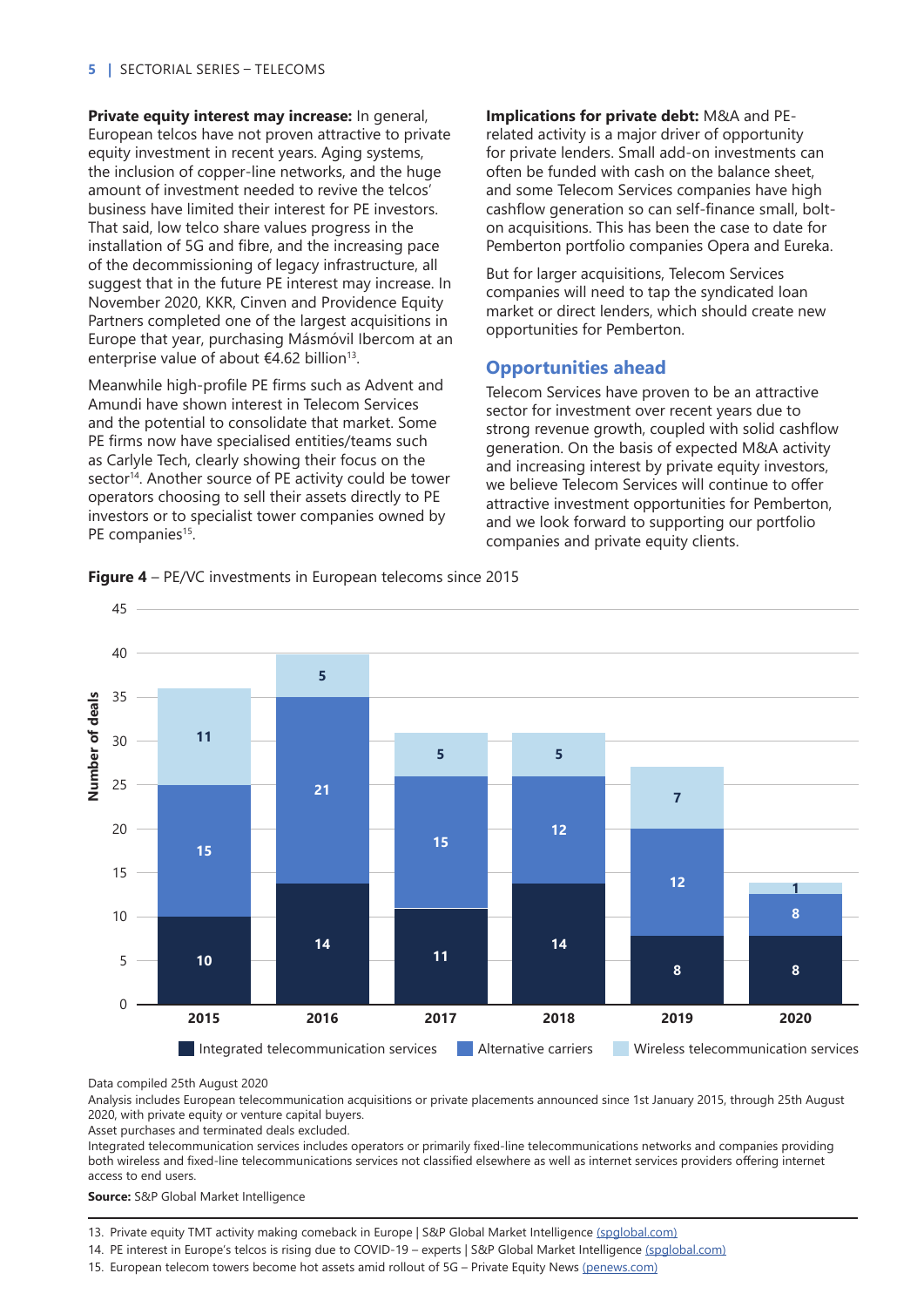**Private equity interest may increase:** In general, European telcos have not proven attractive to private equity investment in recent years. Aging systems, the inclusion of copper-line networks, and the huge amount of investment needed to revive the telcos' business have limited their interest for PE investors. That said, low telco share values progress in the installation of 5G and fibre, and the increasing pace of the decommissioning of legacy infrastructure, all suggest that in the future PE interest may increase. In November 2020, KKR, Cinven and Providence Equity Partners completed one of the largest acquisitions in Europe that year, purchasing Másmóvil Ibercom at an enterprise value of about €4.62 billion[13].

Meanwhile high-profile PE firms such as Advent and Amundi have shown interest in Telecom Services and the potential to consolidate that market. Some PE firms now have specialised entities/teams such as Carlyle Tech, clearly showing their focus on the sector[14]. Another source of PE activity could be tower operators choosing to sell their assets directly to PE investors or to specialist tower companies owned by PE companies[15].

**Implications for private debt:** M&A and PE-related activity is a major driver of opportunity for private lenders. Small add-on investments can often be funded with cash on the balance sheet, and some Telecom Services companies have high cashflow generation so can self-finance small, bolt-on acquisitions. This has been the case to date for Pemberton portfolio companies Opera and Eureka.

But for larger acquisitions, Telecom Services companies will need to tap the syndicated loan market or direct lenders, which should create new opportunities for Pemberton.

## Opportunities ahead

Telecom Services have proven to be an attractive sector for investment over recent years due to strong revenue growth, coupled with solid cashflow generation. On the basis of expected M&A activity and increasing interest by private equity investors, we believe Telecom Services will continue to offer attractive investment opportunities for Pemberton, and we look forward to supporting our portfolio companies and private equity clients.

**Figure 4** – PE/VC investments in European telecoms since 2015

| Number of deals | 2015 | 2016 | 2017 | 2018 | 2019 | 2020 |
|---|---|---|---|---|---|---|
| Integrated telecommunication services | 10 | 14 | 11 | 14 | 8 | 8 |
| Alternative carriers | 15 | 21 | 15 | 12 | 12 | 8 |
| Wireless telecommunication services | 11 | 5 | 5 | 5 | 7 | 1 |

Data compiled 25th August 2020

Analysis includes European telecommunication acquisitions or private placements announced since 1st January 2015, through 25th August 2020, with private equity or venture capital buyers.

Asset purchases and terminated deals excluded.

Integrated telecommunication services includes operators or primarily fixed-line telecommunications networks and companies providing both wireless and fixed-line telecommunications services not classified elsewhere as well as internet services providers offering internet access to end users.

**Source:** S&P Global Market Intelligence

---

13. Private equity TMT activity making comeback in Europe | S&P Global Market Intelligence (spglobal.com)
14. PE interest in Europe's telcos is rising due to COVID-19 – experts | S&P Global Market Intelligence (spglobal.com)
15. European telecom towers become hot assets amid rollout of 5G – Private Equity News (penews.com)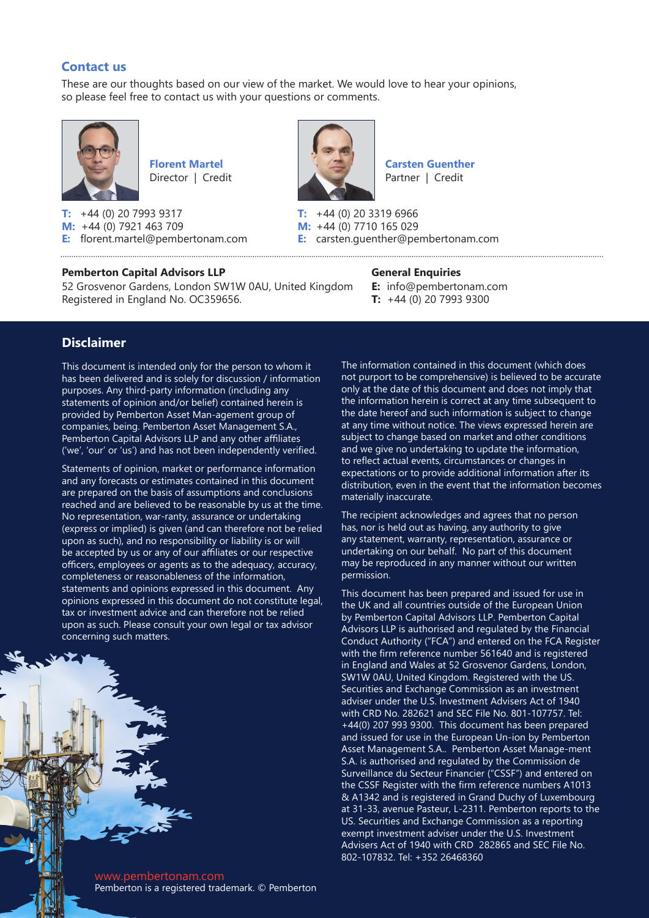## Contact us

These are our thoughts based on our view of the market. We would love to hear your opinions, so please feel free to contact us with your questions or comments.

**Florent Martel**
Director | Credit

**T:** +44 (0) 20 7993 9317
**M:** +44 (0) 7921 463 709
**E:** florent.martel@pembertonam.com

**Carsten Guenther**
Partner | Credit

**T:** +44 (0) 20 3319 6966
**M:** +44 (0) 7710 165 029
**E:** carsten.guenther@pembertonam.com

**Pemberton Capital Advisors LLP**
52 Grosvenor Gardens, London SW1W 0AU, United Kingdom
Registered in England No. OC359656.

**General Enquiries**
**E:** info@pembertonam.com
**T:** +44 (0) 20 7993 9300

## Disclaimer

This document is intended only for the person to whom it has been delivered and is solely for discussion / information purposes. Any third-party information (including any statements of opinion and/or belief) contained herein is provided by Pemberton Asset Man-agement group of companies, being. Pemberton Asset Management S.A., Pemberton Capital Advisors LLP and any other affiliates ('we', 'our' or 'us') and has not been independently verified.

Statements of opinion, market or performance information and any forecasts or estimates contained in this document are prepared on the basis of assumptions and conclusions reached and are believed to be reasonable by us at the time. No representation, war-ranty, assurance or undertaking (express or implied) is given (and can therefore not be relied upon as such), and no responsibility or liability is or will be accepted by us or any of our affiliates or our respective officers, employees or agents as to the adequacy, accuracy, completeness or reasonableness of the information, statements and opinions expressed in this document. Any opinions expressed in this document do not constitute legal, tax or investment advice and can therefore not be relied upon as such. Please consult your own legal or tax advisor concerning such matters.

The information contained in this document (which does not purport to be comprehensive) is believed to be accurate only at the date of this document and does not imply that the information herein is correct at any time subsequent to the date hereof and such information is subject to change at any time without notice. The views expressed herein are subject to change based on market and other conditions and we give no undertaking to update the information, to reflect actual events, circumstances or changes in expectations or to provide additional information after its distribution, even in the event that the information becomes materially inaccurate.

The recipient acknowledges and agrees that no person has, nor is held out as having, any authority to give any statement, warranty, representation, assurance or undertaking on our behalf. No part of this document may be reproduced in any manner without our written permission.

This document has been prepared and issued for use in the UK and all countries outside of the European Union by Pemberton Capital Advisors LLP. Pemberton Capital Advisors LLP is authorised and regulated by the Financial Conduct Authority ("FCA") and entered on the FCA Register with the firm reference number 561640 and is registered in England and Wales at 52 Grosvenor Gardens, London, SW1W 0AU, United Kingdom. Registered with the US. Securities and Exchange Commission as an investment adviser under the U.S. Investment Advisers Act of 1940 with CRD No. 282621 and SEC File No. 801-107757. Tel: +44(0) 207 993 9300. This document has been prepared and issued for use in the European Un-ion by Pemberton Asset Management S.A.. Pemberton Asset Manage-ment S.A. is authorised and regulated by the Commission de Surveillance du Secteur Financier ("CSSF") and entered on the CSSF Register with the firm reference numbers A1013 & A1342 and is registered in Grand Duchy of Luxembourg at 31-33, avenue Pasteur, L-2311. Pemberton reports to the US. Securities and Exchange Commission as a reporting exempt investment adviser under the U.S. Investment Advisers Act of 1940 with CRD 282865 and SEC File No. 802-107832. Tel: +352 26468360

www.pembertonam.com
Pemberton is a registered trademark. © Pemberton